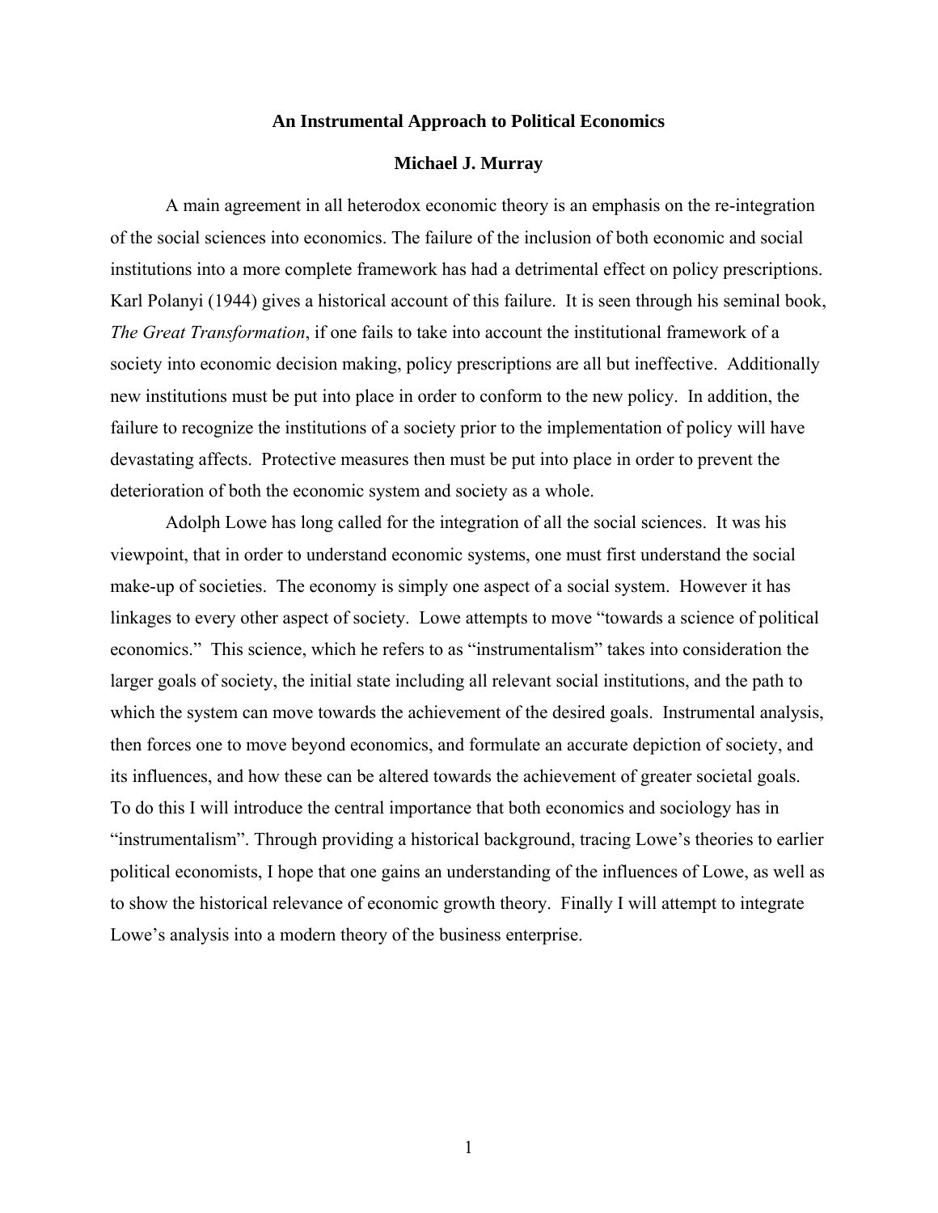**An Instrumental Approach to Political Economics**

**Michael J. Murray**

A main agreement in all heterodox economic theory is an emphasis on the re-integration of the social sciences into economics. The failure of the inclusion of both economic and social institutions into a more complete framework has had a detrimental effect on policy prescriptions. Karl Polanyi (1944) gives a historical account of this failure. It is seen through his seminal book, *The Great Transformation*, if one fails to take into account the institutional framework of a society into economic decision making, policy prescriptions are all but ineffective. Additionally new institutions must be put into place in order to conform to the new policy. In addition, the failure to recognize the institutions of a society prior to the implementation of policy will have devastating affects. Protective measures then must be put into place in order to prevent the deterioration of both the economic system and society as a whole.

Adolph Lowe has long called for the integration of all the social sciences. It was his viewpoint, that in order to understand economic systems, one must first understand the social make-up of societies. The economy is simply one aspect of a social system. However it has linkages to every other aspect of society. Lowe attempts to move "towards a science of political economics." This science, which he refers to as "instrumentalism" takes into consideration the larger goals of society, the initial state including all relevant social institutions, and the path to which the system can move towards the achievement of the desired goals. Instrumental analysis, then forces one to move beyond economics, and formulate an accurate depiction of society, and its influences, and how these can be altered towards the achievement of greater societal goals. To do this I will introduce the central importance that both economics and sociology has in "instrumentalism". Through providing a historical background, tracing Lowe's theories to earlier political economists, I hope that one gains an understanding of the influences of Lowe, as well as to show the historical relevance of economic growth theory. Finally I will attempt to integrate Lowe's analysis into a modern theory of the business enterprise.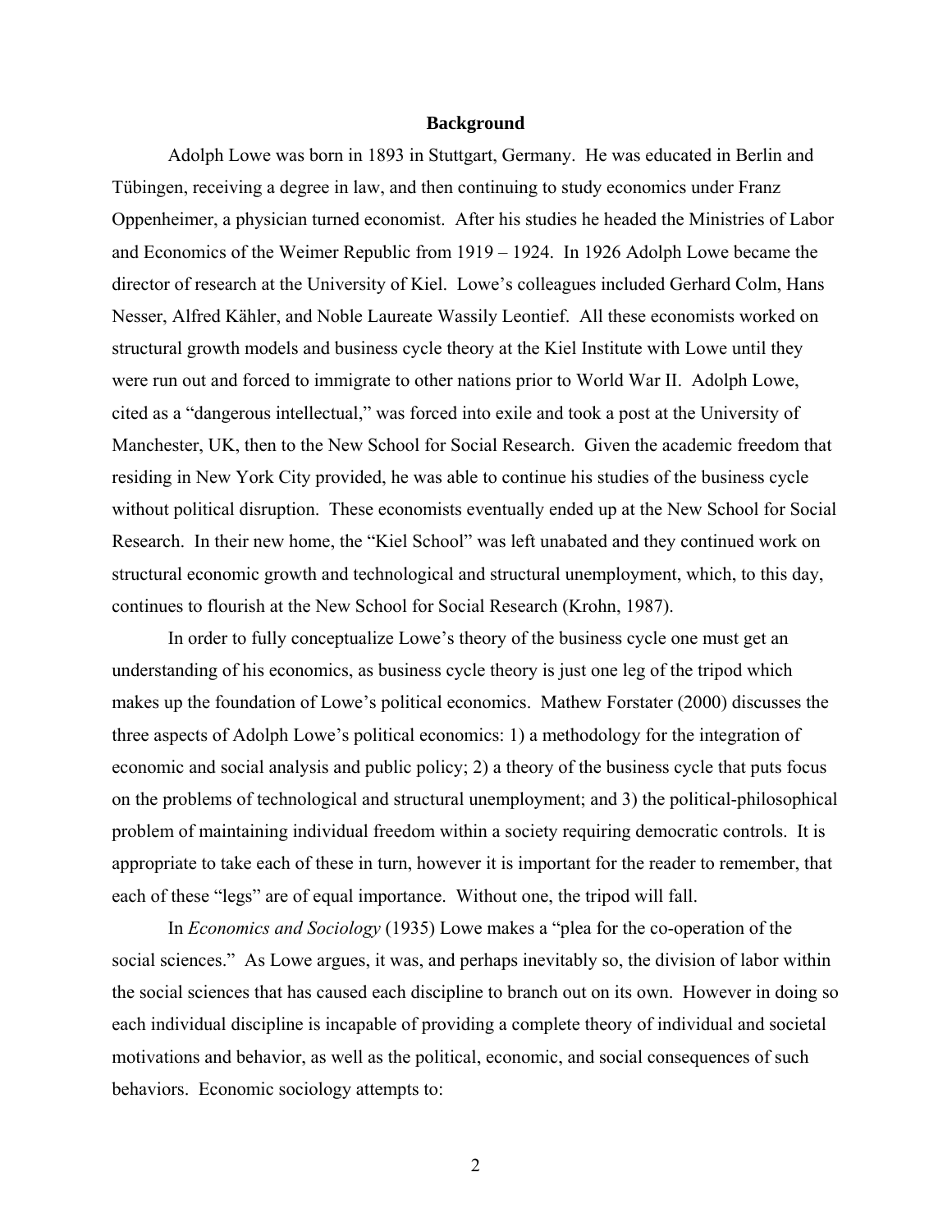## Background

Adolph Lowe was born in 1893 in Stuttgart, Germany. He was educated in Berlin and Tübingen, receiving a degree in law, and then continuing to study economics under Franz Oppenheimer, a physician turned economist. After his studies he headed the Ministries of Labor and Economics of the Weimer Republic from 1919 – 1924. In 1926 Adolph Lowe became the director of research at the University of Kiel. Lowe's colleagues included Gerhard Colm, Hans Nesser, Alfred Kähler, and Noble Laureate Wassily Leontief. All these economists worked on structural growth models and business cycle theory at the Kiel Institute with Lowe until they were run out and forced to immigrate to other nations prior to World War II. Adolph Lowe, cited as a "dangerous intellectual," was forced into exile and took a post at the University of Manchester, UK, then to the New School for Social Research. Given the academic freedom that residing in New York City provided, he was able to continue his studies of the business cycle without political disruption. These economists eventually ended up at the New School for Social Research. In their new home, the "Kiel School" was left unabated and they continued work on structural economic growth and technological and structural unemployment, which, to this day, continues to flourish at the New School for Social Research (Krohn, 1987).

In order to fully conceptualize Lowe's theory of the business cycle one must get an understanding of his economics, as business cycle theory is just one leg of the tripod which makes up the foundation of Lowe's political economics. Mathew Forstater (2000) discusses the three aspects of Adolph Lowe's political economics: 1) a methodology for the integration of economic and social analysis and public policy; 2) a theory of the business cycle that puts focus on the problems of technological and structural unemployment; and 3) the political-philosophical problem of maintaining individual freedom within a society requiring democratic controls. It is appropriate to take each of these in turn, however it is important for the reader to remember, that each of these "legs" are of equal importance. Without one, the tripod will fall.

In *Economics and Sociology* (1935) Lowe makes a "plea for the co-operation of the social sciences." As Lowe argues, it was, and perhaps inevitably so, the division of labor within the social sciences that has caused each discipline to branch out on its own. However in doing so each individual discipline is incapable of providing a complete theory of individual and societal motivations and behavior, as well as the political, economic, and social consequences of such behaviors. Economic sociology attempts to: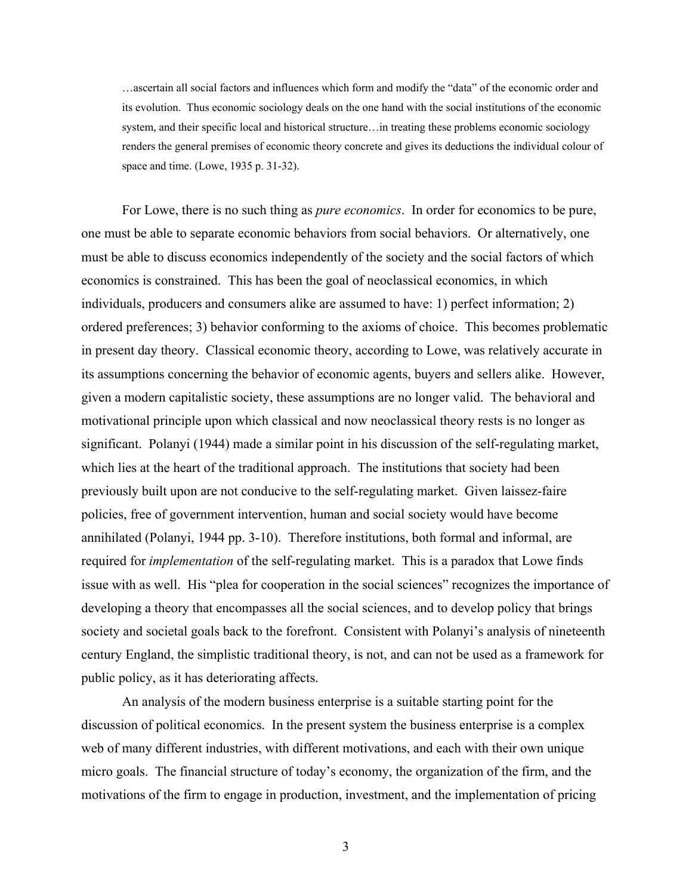> …ascertain all social factors and influences which form and modify the "data" of the economic order and its evolution. Thus economic sociology deals on the one hand with the social institutions of the economic system, and their specific local and historical structure…in treating these problems economic sociology renders the general premises of economic theory concrete and gives its deductions the individual colour of space and time. (Lowe, 1935 p. 31-32).

For Lowe, there is no such thing as *pure economics*. In order for economics to be pure, one must be able to separate economic behaviors from social behaviors. Or alternatively, one must be able to discuss economics independently of the society and the social factors of which economics is constrained. This has been the goal of neoclassical economics, in which individuals, producers and consumers alike are assumed to have: 1) perfect information; 2) ordered preferences; 3) behavior conforming to the axioms of choice. This becomes problematic in present day theory. Classical economic theory, according to Lowe, was relatively accurate in its assumptions concerning the behavior of economic agents, buyers and sellers alike. However, given a modern capitalistic society, these assumptions are no longer valid. The behavioral and motivational principle upon which classical and now neoclassical theory rests is no longer as significant. Polanyi (1944) made a similar point in his discussion of the self-regulating market, which lies at the heart of the traditional approach. The institutions that society had been previously built upon are not conducive to the self-regulating market. Given laissez-faire policies, free of government intervention, human and social society would have become annihilated (Polanyi, 1944 pp. 3-10). Therefore institutions, both formal and informal, are required for *implementation* of the self-regulating market. This is a paradox that Lowe finds issue with as well. His "plea for cooperation in the social sciences" recognizes the importance of developing a theory that encompasses all the social sciences, and to develop policy that brings society and societal goals back to the forefront. Consistent with Polanyi's analysis of nineteenth century England, the simplistic traditional theory, is not, and can not be used as a framework for public policy, as it has deteriorating affects.

An analysis of the modern business enterprise is a suitable starting point for the discussion of political economics. In the present system the business enterprise is a complex web of many different industries, with different motivations, and each with their own unique micro goals. The financial structure of today's economy, the organization of the firm, and the motivations of the firm to engage in production, investment, and the implementation of pricing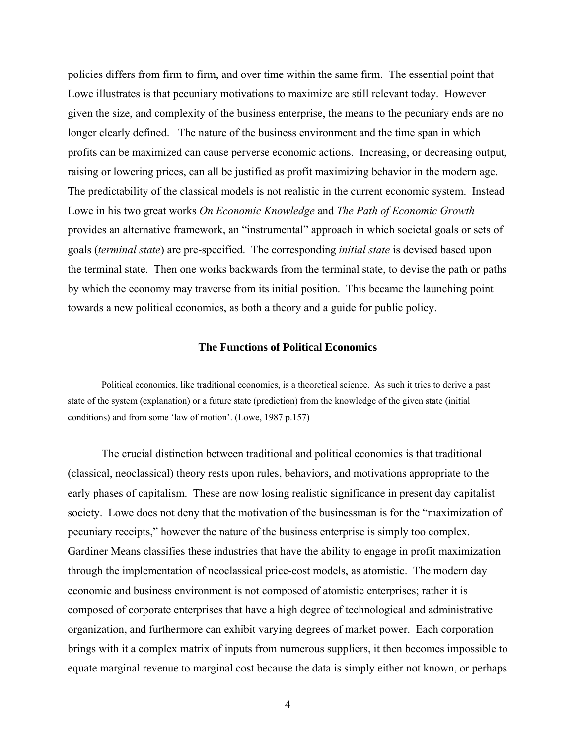policies differs from firm to firm, and over time within the same firm. The essential point that Lowe illustrates is that pecuniary motivations to maximize are still relevant today. However given the size, and complexity of the business enterprise, the means to the pecuniary ends are no longer clearly defined. The nature of the business environment and the time span in which profits can be maximized can cause perverse economic actions. Increasing, or decreasing output, raising or lowering prices, can all be justified as profit maximizing behavior in the modern age. The predictability of the classical models is not realistic in the current economic system. Instead Lowe in his two great works *On Economic Knowledge* and *The Path of Economic Growth* provides an alternative framework, an "instrumental" approach in which societal goals or sets of goals (*terminal state*) are pre-specified. The corresponding *initial state* is devised based upon the terminal state. Then one works backwards from the terminal state, to devise the path or paths by which the economy may traverse from its initial position. This became the launching point towards a new political economics, as both a theory and a guide for public policy.

### The Functions of Political Economics

> Political economics, like traditional economics, is a theoretical science. As such it tries to derive a past state of the system (explanation) or a future state (prediction) from the knowledge of the given state (initial conditions) and from some 'law of motion'. (Lowe, 1987 p.157)

The crucial distinction between traditional and political economics is that traditional (classical, neoclassical) theory rests upon rules, behaviors, and motivations appropriate to the early phases of capitalism. These are now losing realistic significance in present day capitalist society. Lowe does not deny that the motivation of the businessman is for the "maximization of pecuniary receipts," however the nature of the business enterprise is simply too complex. Gardiner Means classifies these industries that have the ability to engage in profit maximization through the implementation of neoclassical price-cost models, as atomistic. The modern day economic and business environment is not composed of atomistic enterprises; rather it is composed of corporate enterprises that have a high degree of technological and administrative organization, and furthermore can exhibit varying degrees of market power. Each corporation brings with it a complex matrix of inputs from numerous suppliers, it then becomes impossible to equate marginal revenue to marginal cost because the data is simply either not known, or perhaps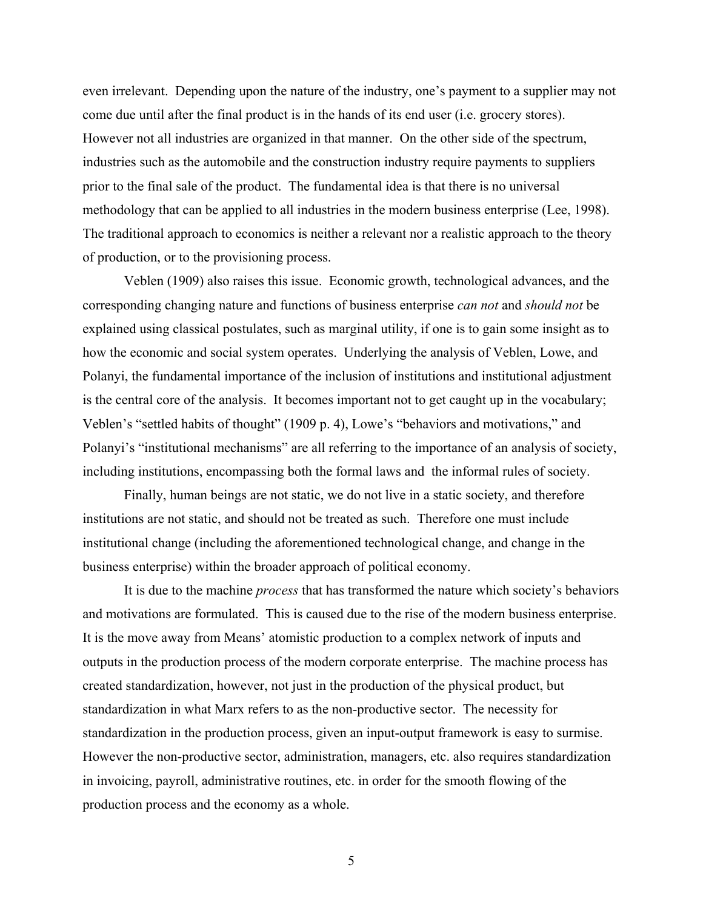even irrelevant. Depending upon the nature of the industry, one's payment to a supplier may not come due until after the final product is in the hands of its end user (i.e. grocery stores). However not all industries are organized in that manner. On the other side of the spectrum, industries such as the automobile and the construction industry require payments to suppliers prior to the final sale of the product. The fundamental idea is that there is no universal methodology that can be applied to all industries in the modern business enterprise (Lee, 1998). The traditional approach to economics is neither a relevant nor a realistic approach to the theory of production, or to the provisioning process.

Veblen (1909) also raises this issue. Economic growth, technological advances, and the corresponding changing nature and functions of business enterprise *can not* and *should not* be explained using classical postulates, such as marginal utility, if one is to gain some insight as to how the economic and social system operates. Underlying the analysis of Veblen, Lowe, and Polanyi, the fundamental importance of the inclusion of institutions and institutional adjustment is the central core of the analysis. It becomes important not to get caught up in the vocabulary; Veblen's "settled habits of thought" (1909 p. 4), Lowe's "behaviors and motivations," and Polanyi's "institutional mechanisms" are all referring to the importance of an analysis of society, including institutions, encompassing both the formal laws and the informal rules of society.

Finally, human beings are not static, we do not live in a static society, and therefore institutions are not static, and should not be treated as such. Therefore one must include institutional change (including the aforementioned technological change, and change in the business enterprise) within the broader approach of political economy.

It is due to the machine *process* that has transformed the nature which society's behaviors and motivations are formulated. This is caused due to the rise of the modern business enterprise. It is the move away from Means' atomistic production to a complex network of inputs and outputs in the production process of the modern corporate enterprise. The machine process has created standardization, however, not just in the production of the physical product, but standardization in what Marx refers to as the non-productive sector. The necessity for standardization in the production process, given an input-output framework is easy to surmise. However the non-productive sector, administration, managers, etc. also requires standardization in invoicing, payroll, administrative routines, etc. in order for the smooth flowing of the production process and the economy as a whole.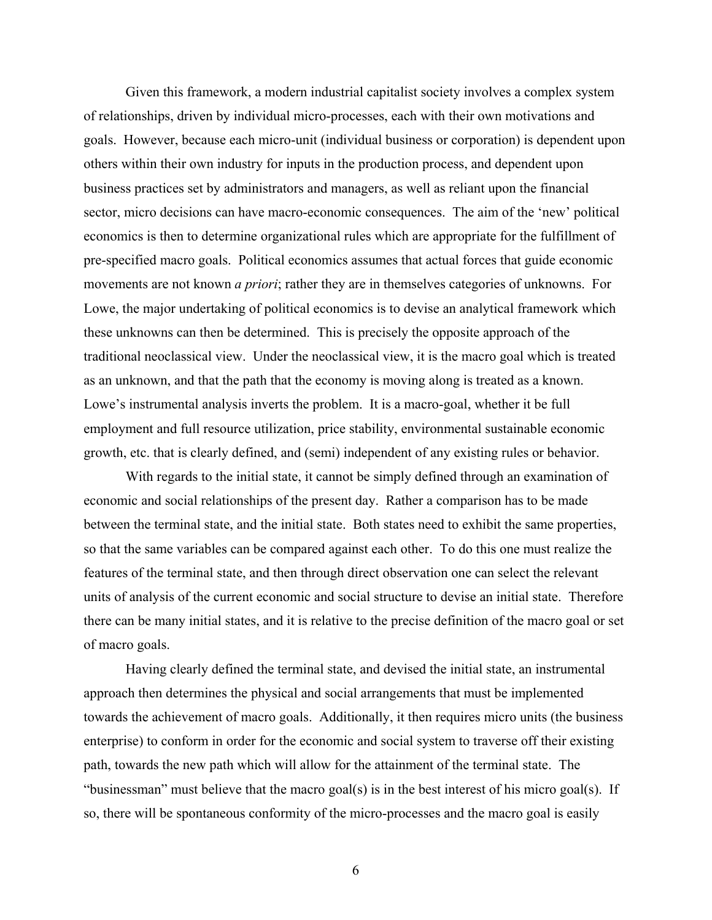Given this framework, a modern industrial capitalist society involves a complex system of relationships, driven by individual micro-processes, each with their own motivations and goals. However, because each micro-unit (individual business or corporation) is dependent upon others within their own industry for inputs in the production process, and dependent upon business practices set by administrators and managers, as well as reliant upon the financial sector, micro decisions can have macro-economic consequences. The aim of the 'new' political economics is then to determine organizational rules which are appropriate for the fulfillment of pre-specified macro goals. Political economics assumes that actual forces that guide economic movements are not known *a priori*; rather they are in themselves categories of unknowns. For Lowe, the major undertaking of political economics is to devise an analytical framework which these unknowns can then be determined. This is precisely the opposite approach of the traditional neoclassical view. Under the neoclassical view, it is the macro goal which is treated as an unknown, and that the path that the economy is moving along is treated as a known. Lowe's instrumental analysis inverts the problem. It is a macro-goal, whether it be full employment and full resource utilization, price stability, environmental sustainable economic growth, etc. that is clearly defined, and (semi) independent of any existing rules or behavior.

With regards to the initial state, it cannot be simply defined through an examination of economic and social relationships of the present day. Rather a comparison has to be made between the terminal state, and the initial state. Both states need to exhibit the same properties, so that the same variables can be compared against each other. To do this one must realize the features of the terminal state, and then through direct observation one can select the relevant units of analysis of the current economic and social structure to devise an initial state. Therefore there can be many initial states, and it is relative to the precise definition of the macro goal or set of macro goals.

Having clearly defined the terminal state, and devised the initial state, an instrumental approach then determines the physical and social arrangements that must be implemented towards the achievement of macro goals. Additionally, it then requires micro units (the business enterprise) to conform in order for the economic and social system to traverse off their existing path, towards the new path which will allow for the attainment of the terminal state. The "businessman" must believe that the macro goal(s) is in the best interest of his micro goal(s). If so, there will be spontaneous conformity of the micro-processes and the macro goal is easily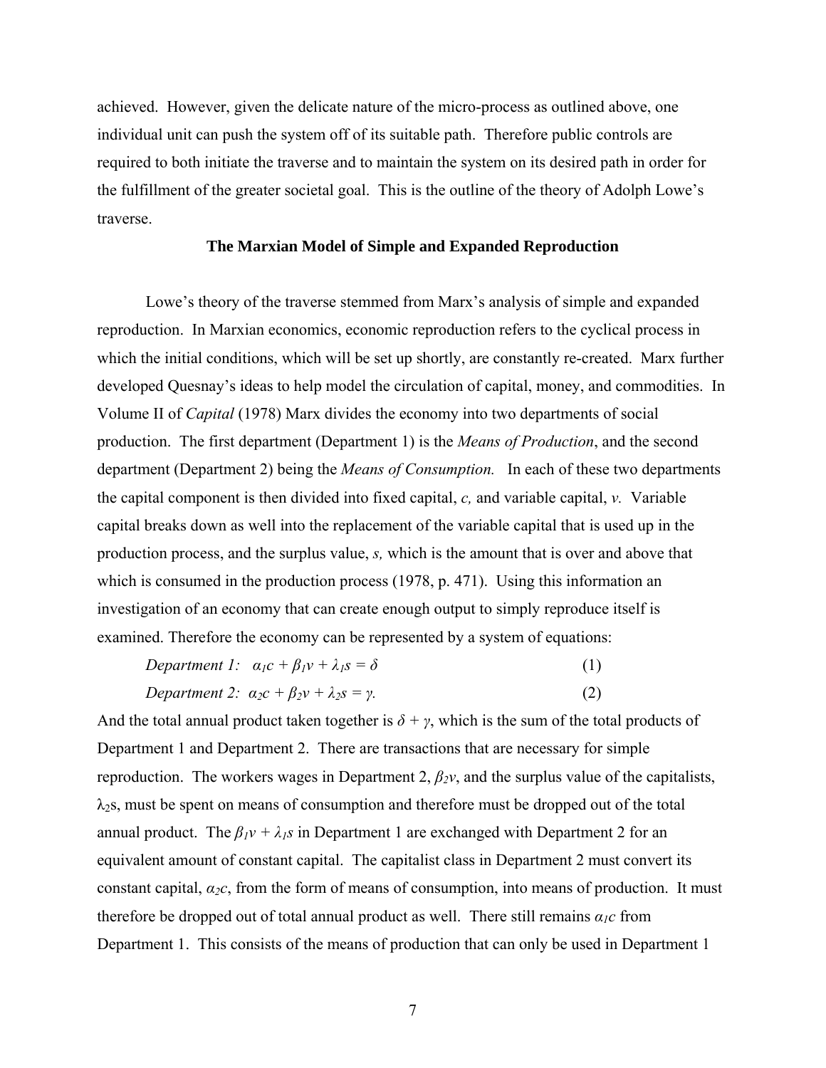achieved. However, given the delicate nature of the micro-process as outlined above, one individual unit can push the system off of its suitable path. Therefore public controls are required to both initiate the traverse and to maintain the system on its desired path in order for the fulfillment of the greater societal goal. This is the outline of the theory of Adolph Lowe's traverse.

## The Marxian Model of Simple and Expanded Reproduction

Lowe's theory of the traverse stemmed from Marx's analysis of simple and expanded reproduction. In Marxian economics, economic reproduction refers to the cyclical process in which the initial conditions, which will be set up shortly, are constantly re-created. Marx further developed Quesnay's ideas to help model the circulation of capital, money, and commodities. In Volume II of *Capital* (1978) Marx divides the economy into two departments of social production. The first department (Department 1) is the *Means of Production*, and the second department (Department 2) being the *Means of Consumption.* In each of these two departments the capital component is then divided into fixed capital, $c$, and variable capital, $v$. Variable capital breaks down as well into the replacement of the variable capital that is used up in the production process, and the surplus value, $s$, which is the amount that is over and above that which is consumed in the production process (1978, p. 471). Using this information an investigation of an economy that can create enough output to simply reproduce itself is examined. Therefore the economy can be represented by a system of equations:

$$\text{Department 1:} \quad \alpha_1 c + \beta_1 v + \lambda_1 s = \delta \tag{1}$$

$$\text{Department 2:} \quad \alpha_2 c + \beta_2 v + \lambda_2 s = \gamma. \tag{2}$$

And the total annual product taken together is $\delta + \gamma$, which is the sum of the total products of Department 1 and Department 2. There are transactions that are necessary for simple reproduction. The workers wages in Department 2, $\beta_2 v$, and the surplus value of the capitalists, $\lambda_2 s$, must be spent on means of consumption and therefore must be dropped out of the total annual product. The $\beta_1 v + \lambda_1 s$ in Department 1 are exchanged with Department 2 for an equivalent amount of constant capital. The capitalist class in Department 2 must convert its constant capital, $\alpha_2 c$, from the form of means of consumption, into means of production. It must therefore be dropped out of total annual product as well. There still remains $\alpha_1 c$ from Department 1. This consists of the means of production that can only be used in Department 1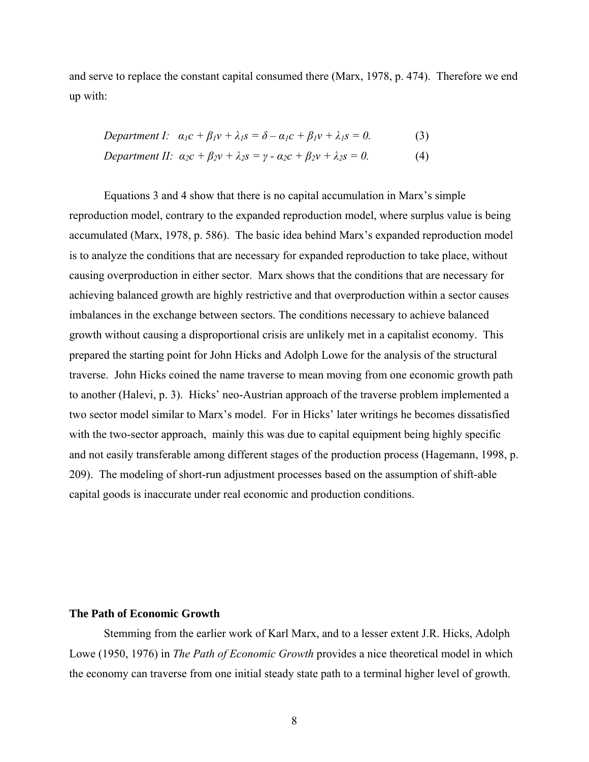and serve to replace the constant capital consumed there (Marx, 1978, p. 474). Therefore we end up with:

$$\textit{Department I:} \quad \alpha_1 c + \beta_1 v + \lambda_1 s = \delta - \alpha_1 c + \beta_1 v + \lambda_1 s = 0. \qquad (3)$$

$$\textit{Department II:} \quad \alpha_2 c + \beta_2 v + \lambda_2 s = \gamma - \alpha_2 c + \beta_2 v + \lambda_2 s = 0. \qquad (4)$$

Equations 3 and 4 show that there is no capital accumulation in Marx's simple reproduction model, contrary to the expanded reproduction model, where surplus value is being accumulated (Marx, 1978, p. 586). The basic idea behind Marx's expanded reproduction model is to analyze the conditions that are necessary for expanded reproduction to take place, without causing overproduction in either sector. Marx shows that the conditions that are necessary for achieving balanced growth are highly restrictive and that overproduction within a sector causes imbalances in the exchange between sectors. The conditions necessary to achieve balanced growth without causing a disproportional crisis are unlikely met in a capitalist economy. This prepared the starting point for John Hicks and Adolph Lowe for the analysis of the structural traverse. John Hicks coined the name traverse to mean moving from one economic growth path to another (Halevi, p. 3). Hicks' neo-Austrian approach of the traverse problem implemented a two sector model similar to Marx's model. For in Hicks' later writings he becomes dissatisfied with the two-sector approach, mainly this was due to capital equipment being highly specific and not easily transferable among different stages of the production process (Hagemann, 1998, p. 209). The modeling of short-run adjustment processes based on the assumption of shift-able capital goods is inaccurate under real economic and production conditions.

## The Path of Economic Growth

Stemming from the earlier work of Karl Marx, and to a lesser extent J.R. Hicks, Adolph Lowe (1950, 1976) in *The Path of Economic Growth* provides a nice theoretical model in which the economy can traverse from one initial steady state path to a terminal higher level of growth.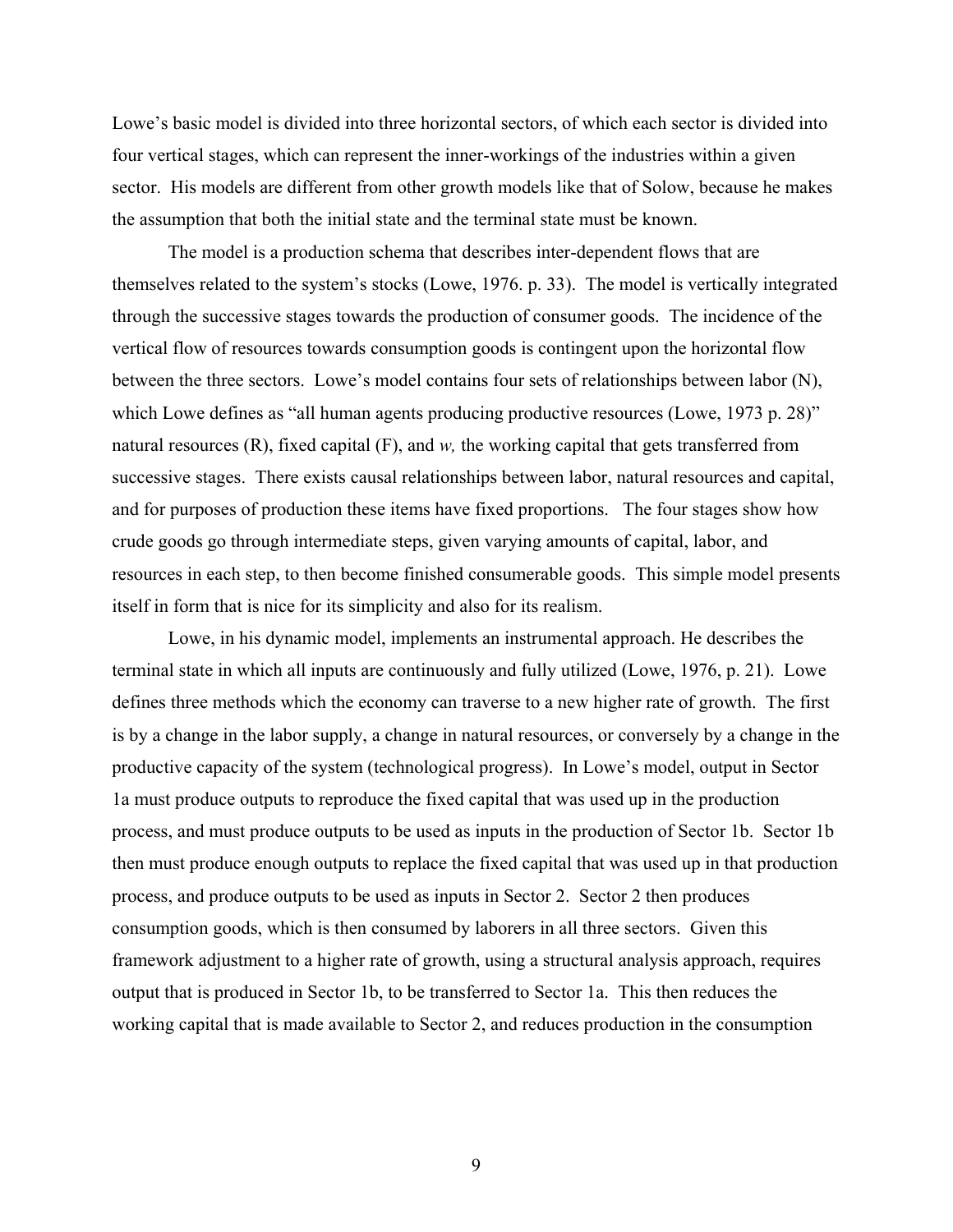Lowe's basic model is divided into three horizontal sectors, of which each sector is divided into four vertical stages, which can represent the inner-workings of the industries within a given sector. His models are different from other growth models like that of Solow, because he makes the assumption that both the initial state and the terminal state must be known.

The model is a production schema that describes inter-dependent flows that are themselves related to the system's stocks (Lowe, 1976. p. 33). The model is vertically integrated through the successive stages towards the production of consumer goods. The incidence of the vertical flow of resources towards consumption goods is contingent upon the horizontal flow between the three sectors. Lowe's model contains four sets of relationships between labor (N), which Lowe defines as "all human agents producing productive resources (Lowe, 1973 p. 28)" natural resources (R), fixed capital (F), and *w,* the working capital that gets transferred from successive stages. There exists causal relationships between labor, natural resources and capital, and for purposes of production these items have fixed proportions. The four stages show how crude goods go through intermediate steps, given varying amounts of capital, labor, and resources in each step, to then become finished consumerable goods. This simple model presents itself in form that is nice for its simplicity and also for its realism.

Lowe, in his dynamic model, implements an instrumental approach. He describes the terminal state in which all inputs are continuously and fully utilized (Lowe, 1976, p. 21). Lowe defines three methods which the economy can traverse to a new higher rate of growth. The first is by a change in the labor supply, a change in natural resources, or conversely by a change in the productive capacity of the system (technological progress). In Lowe's model, output in Sector 1a must produce outputs to reproduce the fixed capital that was used up in the production process, and must produce outputs to be used as inputs in the production of Sector 1b. Sector 1b then must produce enough outputs to replace the fixed capital that was used up in that production process, and produce outputs to be used as inputs in Sector 2. Sector 2 then produces consumption goods, which is then consumed by laborers in all three sectors. Given this framework adjustment to a higher rate of growth, using a structural analysis approach, requires output that is produced in Sector 1b, to be transferred to Sector 1a. This then reduces the working capital that is made available to Sector 2, and reduces production in the consumption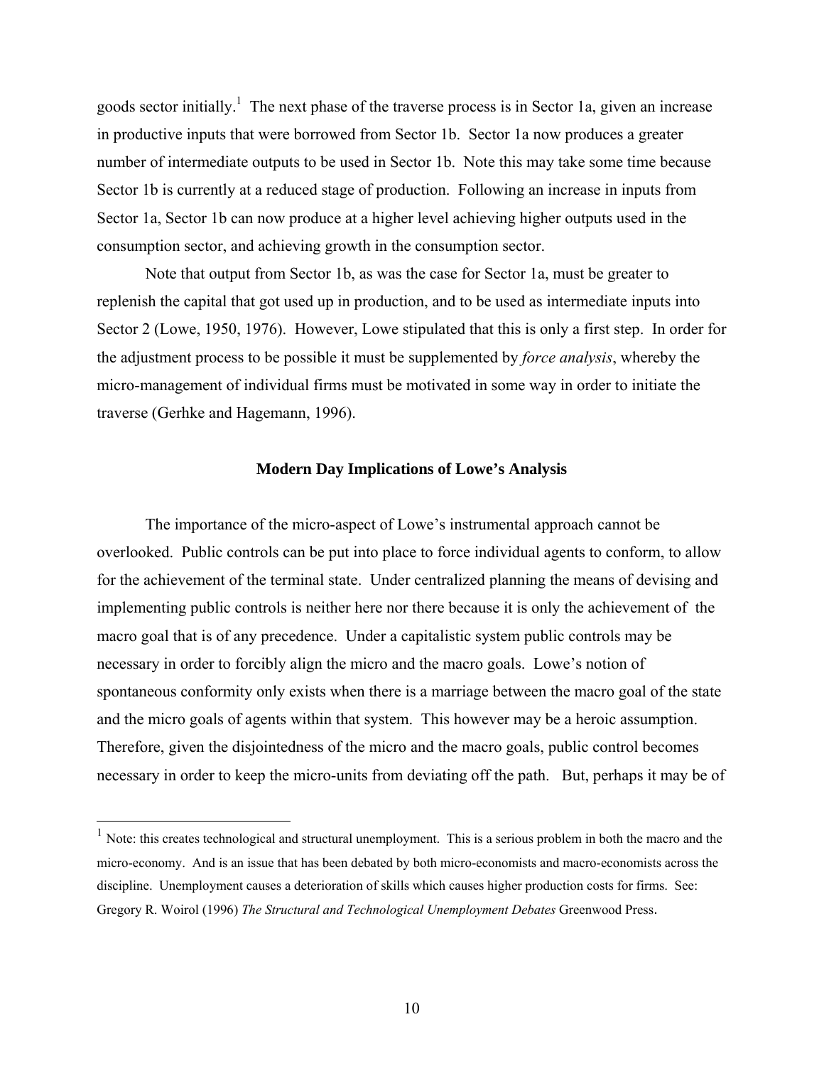goods sector initially.[1] The next phase of the traverse process is in Sector 1a, given an increase in productive inputs that were borrowed from Sector 1b. Sector 1a now produces a greater number of intermediate outputs to be used in Sector 1b. Note this may take some time because Sector 1b is currently at a reduced stage of production. Following an increase in inputs from Sector 1a, Sector 1b can now produce at a higher level achieving higher outputs used in the consumption sector, and achieving growth in the consumption sector.

Note that output from Sector 1b, as was the case for Sector 1a, must be greater to replenish the capital that got used up in production, and to be used as intermediate inputs into Sector 2 (Lowe, 1950, 1976). However, Lowe stipulated that this is only a first step. In order for the adjustment process to be possible it must be supplemented by *force analysis*, whereby the micro-management of individual firms must be motivated in some way in order to initiate the traverse (Gerhke and Hagemann, 1996).

## Modern Day Implications of Lowe's Analysis

The importance of the micro-aspect of Lowe's instrumental approach cannot be overlooked. Public controls can be put into place to force individual agents to conform, to allow for the achievement of the terminal state. Under centralized planning the means of devising and implementing public controls is neither here nor there because it is only the achievement of the macro goal that is of any precedence. Under a capitalistic system public controls may be necessary in order to forcibly align the micro and the macro goals. Lowe's notion of spontaneous conformity only exists when there is a marriage between the macro goal of the state and the micro goals of agents within that system. This however may be a heroic assumption. Therefore, given the disjointedness of the micro and the macro goals, public control becomes necessary in order to keep the micro-units from deviating off the path. But, perhaps it may be of

---

[1] Note: this creates technological and structural unemployment. This is a serious problem in both the macro and the micro-economy. And is an issue that has been debated by both micro-economists and macro-economists across the discipline. Unemployment causes a deterioration of skills which causes higher production costs for firms. See: Gregory R. Woirol (1996) *The Structural and Technological Unemployment Debates* Greenwood Press.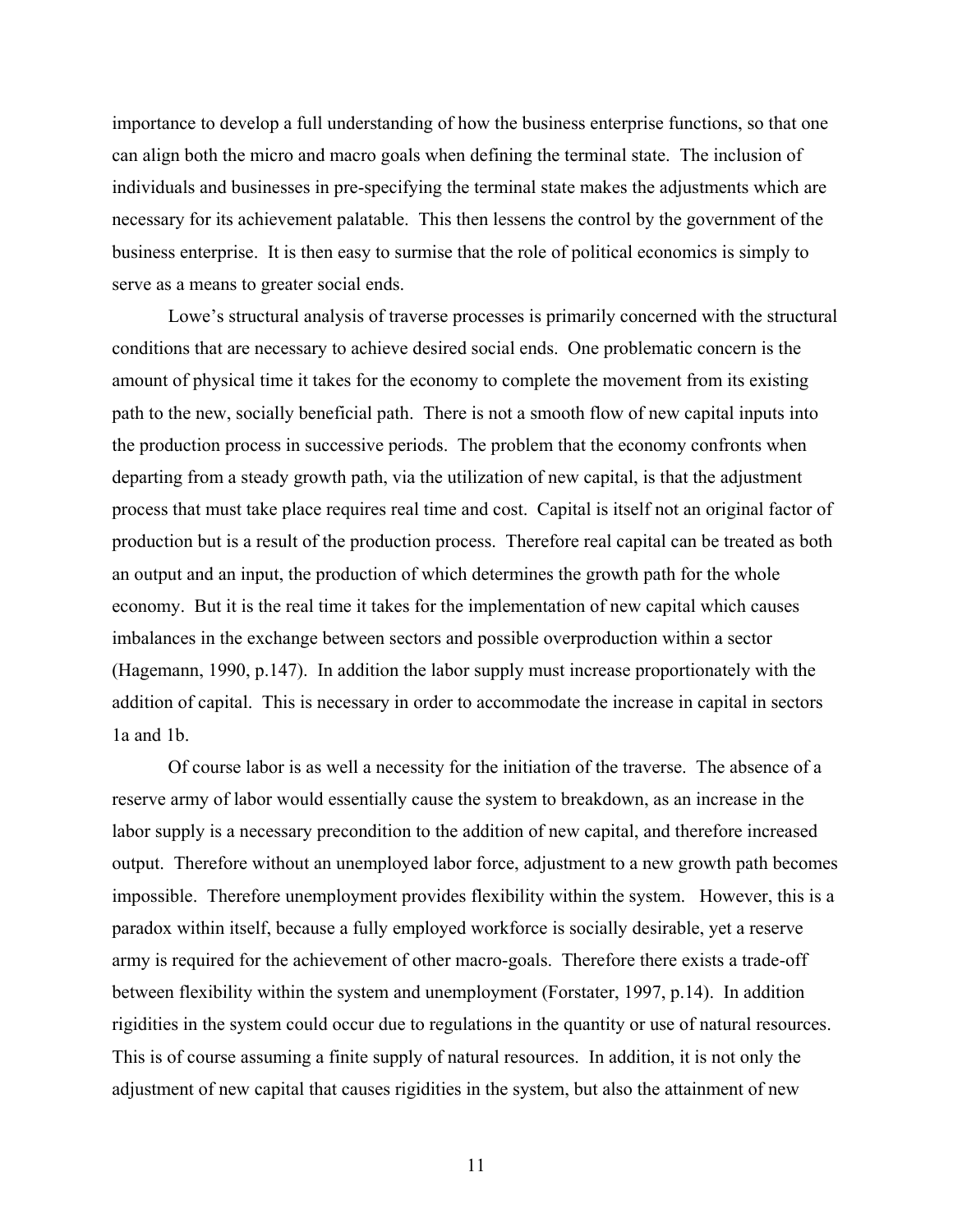importance to develop a full understanding of how the business enterprise functions, so that one can align both the micro and macro goals when defining the terminal state. The inclusion of individuals and businesses in pre-specifying the terminal state makes the adjustments which are necessary for its achievement palatable. This then lessens the control by the government of the business enterprise. It is then easy to surmise that the role of political economics is simply to serve as a means to greater social ends.

Lowe's structural analysis of traverse processes is primarily concerned with the structural conditions that are necessary to achieve desired social ends. One problematic concern is the amount of physical time it takes for the economy to complete the movement from its existing path to the new, socially beneficial path. There is not a smooth flow of new capital inputs into the production process in successive periods. The problem that the economy confronts when departing from a steady growth path, via the utilization of new capital, is that the adjustment process that must take place requires real time and cost. Capital is itself not an original factor of production but is a result of the production process. Therefore real capital can be treated as both an output and an input, the production of which determines the growth path for the whole economy. But it is the real time it takes for the implementation of new capital which causes imbalances in the exchange between sectors and possible overproduction within a sector (Hagemann, 1990, p.147). In addition the labor supply must increase proportionately with the addition of capital. This is necessary in order to accommodate the increase in capital in sectors 1a and 1b.

Of course labor is as well a necessity for the initiation of the traverse. The absence of a reserve army of labor would essentially cause the system to breakdown, as an increase in the labor supply is a necessary precondition to the addition of new capital, and therefore increased output. Therefore without an unemployed labor force, adjustment to a new growth path becomes impossible. Therefore unemployment provides flexibility within the system. However, this is a paradox within itself, because a fully employed workforce is socially desirable, yet a reserve army is required for the achievement of other macro-goals. Therefore there exists a trade-off between flexibility within the system and unemployment (Forstater, 1997, p.14). In addition rigidities in the system could occur due to regulations in the quantity or use of natural resources. This is of course assuming a finite supply of natural resources. In addition, it is not only the adjustment of new capital that causes rigidities in the system, but also the attainment of new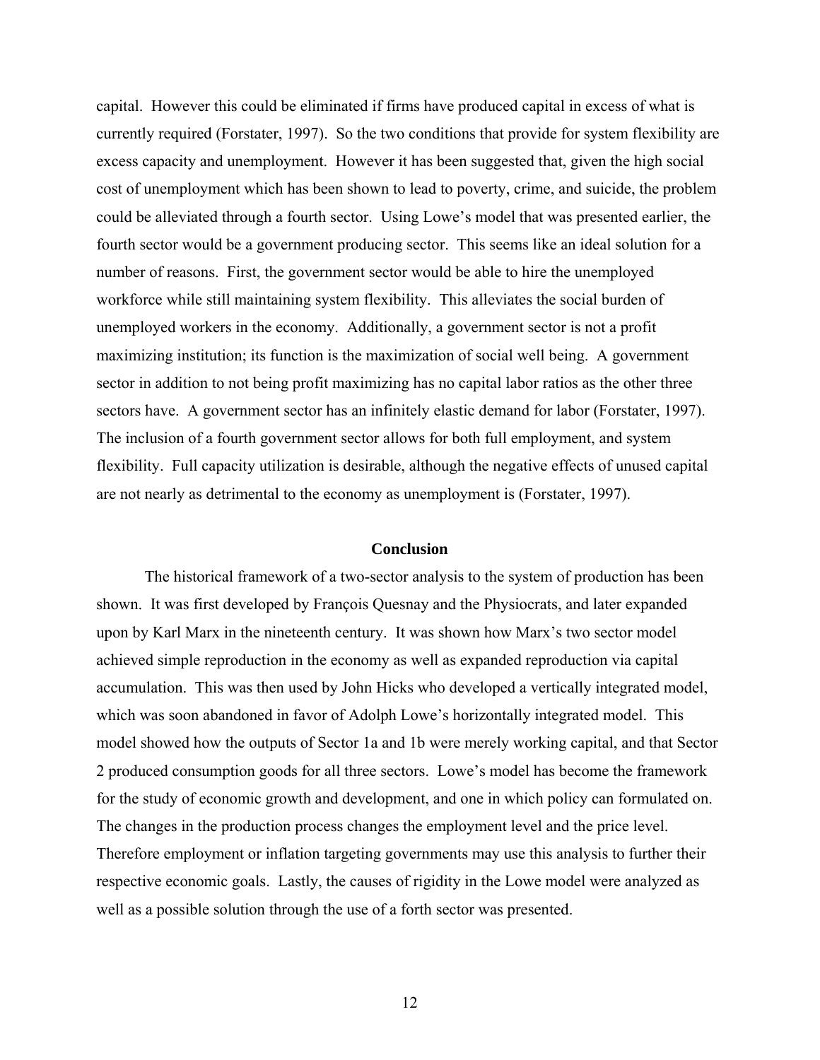capital. However this could be eliminated if firms have produced capital in excess of what is currently required (Forstater, 1997). So the two conditions that provide for system flexibility are excess capacity and unemployment. However it has been suggested that, given the high social cost of unemployment which has been shown to lead to poverty, crime, and suicide, the problem could be alleviated through a fourth sector. Using Lowe's model that was presented earlier, the fourth sector would be a government producing sector. This seems like an ideal solution for a number of reasons. First, the government sector would be able to hire the unemployed workforce while still maintaining system flexibility. This alleviates the social burden of unemployed workers in the economy. Additionally, a government sector is not a profit maximizing institution; its function is the maximization of social well being. A government sector in addition to not being profit maximizing has no capital labor ratios as the other three sectors have. A government sector has an infinitely elastic demand for labor (Forstater, 1997). The inclusion of a fourth government sector allows for both full employment, and system flexibility. Full capacity utilization is desirable, although the negative effects of unused capital are not nearly as detrimental to the economy as unemployment is (Forstater, 1997).

## Conclusion

The historical framework of a two-sector analysis to the system of production has been shown. It was first developed by François Quesnay and the Physiocrats, and later expanded upon by Karl Marx in the nineteenth century. It was shown how Marx's two sector model achieved simple reproduction in the economy as well as expanded reproduction via capital accumulation. This was then used by John Hicks who developed a vertically integrated model, which was soon abandoned in favor of Adolph Lowe's horizontally integrated model. This model showed how the outputs of Sector 1a and 1b were merely working capital, and that Sector 2 produced consumption goods for all three sectors. Lowe's model has become the framework for the study of economic growth and development, and one in which policy can formulated on. The changes in the production process changes the employment level and the price level. Therefore employment or inflation targeting governments may use this analysis to further their respective economic goals. Lastly, the causes of rigidity in the Lowe model were analyzed as well as a possible solution through the use of a forth sector was presented.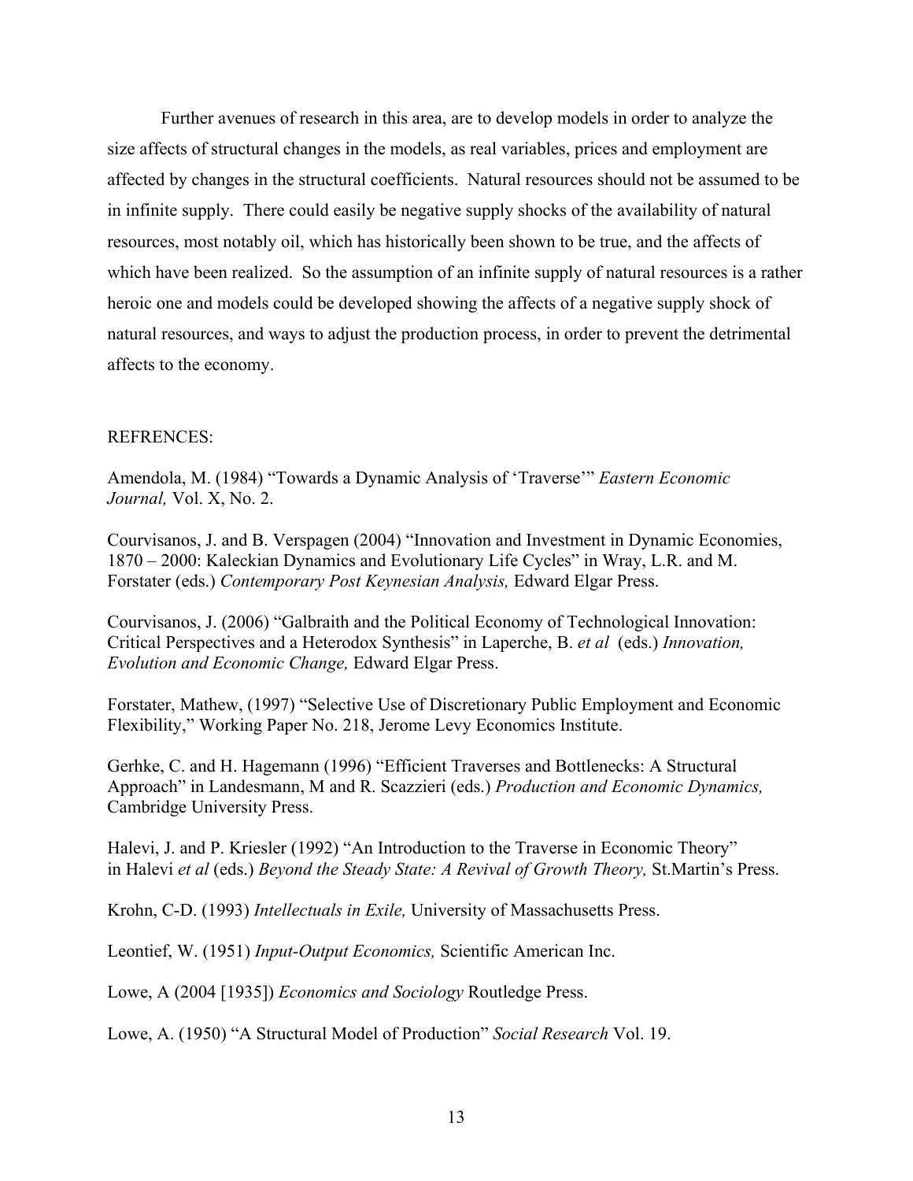Further avenues of research in this area, are to develop models in order to analyze the size affects of structural changes in the models, as real variables, prices and employment are affected by changes in the structural coefficients. Natural resources should not be assumed to be in infinite supply. There could easily be negative supply shocks of the availability of natural resources, most notably oil, which has historically been shown to be true, and the affects of which have been realized. So the assumption of an infinite supply of natural resources is a rather heroic one and models could be developed showing the affects of a negative supply shock of natural resources, and ways to adjust the production process, in order to prevent the detrimental affects to the economy.

REFRENCES:

Amendola, M. (1984) "Towards a Dynamic Analysis of 'Traverse'" *Eastern Economic Journal,* Vol. X, No. 2.

Courvisanos, J. and B. Verspagen (2004) "Innovation and Investment in Dynamic Economies, 1870 – 2000: Kaleckian Dynamics and Evolutionary Life Cycles" in Wray, L.R. and M. Forstater (eds.) *Contemporary Post Keynesian Analysis,* Edward Elgar Press.

Courvisanos, J. (2006) "Galbraith and the Political Economy of Technological Innovation: Critical Perspectives and a Heterodox Synthesis" in Laperche, B. *et al* (eds.) *Innovation, Evolution and Economic Change,* Edward Elgar Press.

Forstater, Mathew, (1997) "Selective Use of Discretionary Public Employment and Economic Flexibility," Working Paper No. 218, Jerome Levy Economics Institute.

Gerhke, C. and H. Hagemann (1996) "Efficient Traverses and Bottlenecks: A Structural Approach" in Landesmann, M and R. Scazzieri (eds.) *Production and Economic Dynamics,* Cambridge University Press.

Halevi, J. and P. Kriesler (1992) "An Introduction to the Traverse in Economic Theory" in Halevi *et al* (eds.) *Beyond the Steady State: A Revival of Growth Theory,* St.Martin's Press.

Krohn, C-D. (1993) *Intellectuals in Exile,* University of Massachusetts Press.

Leontief, W. (1951) *Input-Output Economics,* Scientific American Inc.

Lowe, A (2004 [1935]) *Economics and Sociology* Routledge Press.

Lowe, A. (1950) "A Structural Model of Production" *Social Research* Vol. 19.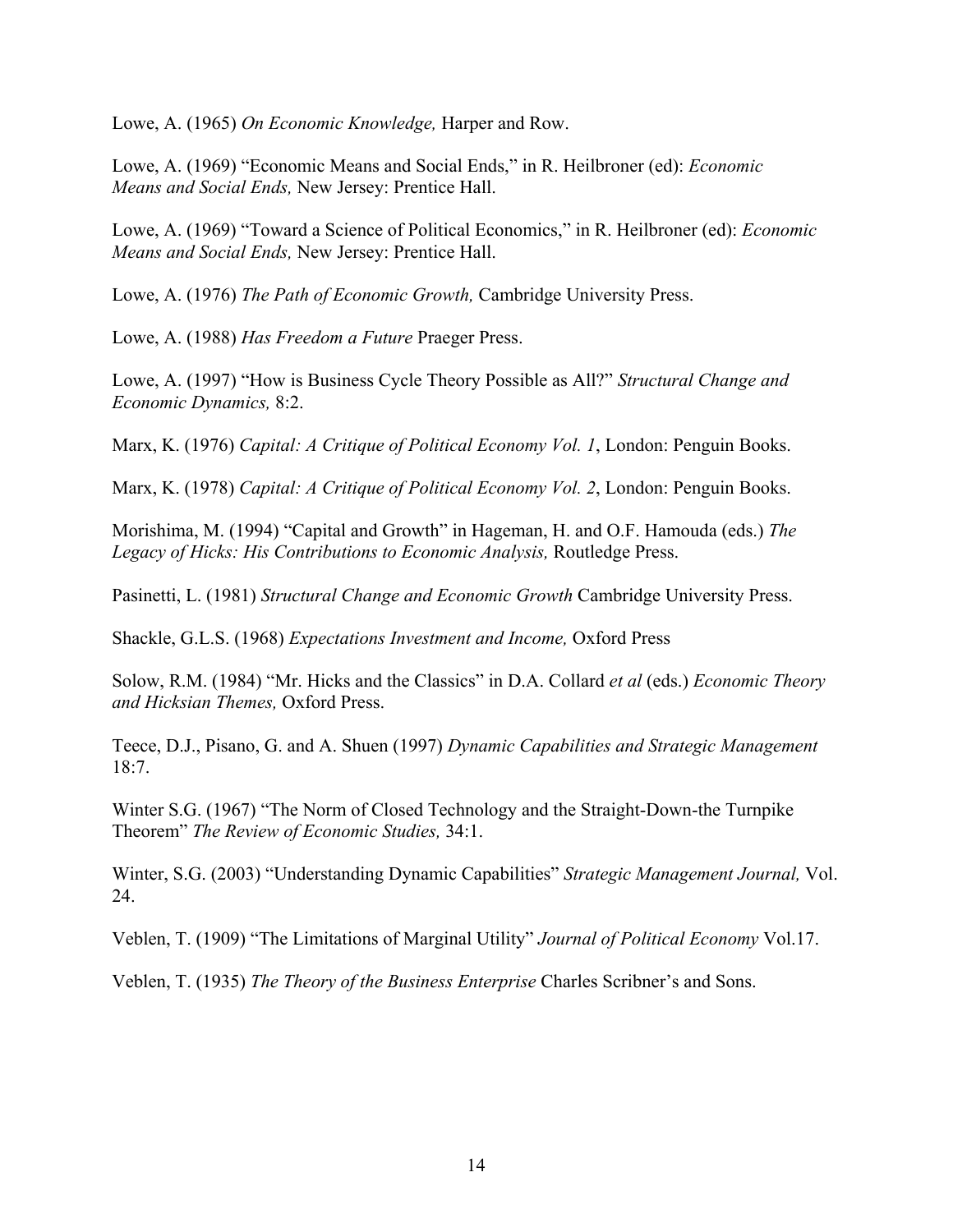Lowe, A. (1965) *On Economic Knowledge,* Harper and Row.

Lowe, A. (1969) "Economic Means and Social Ends," in R. Heilbroner (ed): *Economic Means and Social Ends,* New Jersey: Prentice Hall.

Lowe, A. (1969) "Toward a Science of Political Economics," in R. Heilbroner (ed): *Economic Means and Social Ends,* New Jersey: Prentice Hall.

Lowe, A. (1976) *The Path of Economic Growth,* Cambridge University Press.

Lowe, A. (1988) *Has Freedom a Future* Praeger Press.

Lowe, A. (1997) "How is Business Cycle Theory Possible as All?" *Structural Change and Economic Dynamics,* 8:2.

Marx, K. (1976) *Capital: A Critique of Political Economy Vol. 1*, London: Penguin Books.

Marx, K. (1978) *Capital: A Critique of Political Economy Vol. 2*, London: Penguin Books.

Morishima, M. (1994) "Capital and Growth" in Hageman, H. and O.F. Hamouda (eds.) *The Legacy of Hicks: His Contributions to Economic Analysis,* Routledge Press.

Pasinetti, L. (1981) *Structural Change and Economic Growth* Cambridge University Press.

Shackle, G.L.S. (1968) *Expectations Investment and Income,* Oxford Press

Solow, R.M. (1984) "Mr. Hicks and the Classics" in D.A. Collard *et al* (eds.) *Economic Theory and Hicksian Themes,* Oxford Press.

Teece, D.J., Pisano, G. and A. Shuen (1997) *Dynamic Capabilities and Strategic Management* 18:7.

Winter S.G. (1967) "The Norm of Closed Technology and the Straight-Down-the Turnpike Theorem" *The Review of Economic Studies,* 34:1.

Winter, S.G. (2003) "Understanding Dynamic Capabilities" *Strategic Management Journal,* Vol. 24.

Veblen, T. (1909) "The Limitations of Marginal Utility" *Journal of Political Economy* Vol.17.

Veblen, T. (1935) *The Theory of the Business Enterprise* Charles Scribner's and Sons.